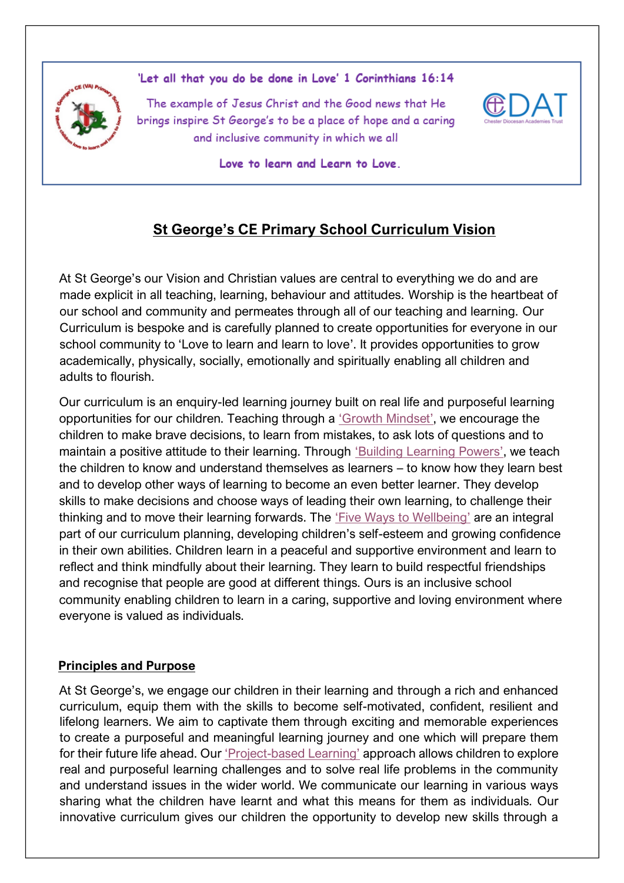'Let all that you do be done in Love' 1 Corinthians 16:14

The example of Jesus Christ and the Good news that He brings inspire St George's to be a place of hope and a caring and inclusive community in which we all

Love to learn and Learn to Love.

# St George's CE Primary School Curriculum Vision

At St George's our Vision and Christian values are central to everything we do and are made explicit in all teaching, learning, behaviour and attitudes. Worship is the heartbeat of our school and community and permeates through all of our teaching and learning. Our Curriculum is bespoke and is carefully planned to create opportunities for everyone in our school community to 'Love to learn and learn to love'. It provides opportunities to grow academically, physically, socially, emotionally and spiritually enabling all children and adults to flourish.

Our curriculum is an enquiry-led learning journey built on real life and purposeful learning opportunities for our children. Teaching through a 'Growth Mindset', we encourage the children to make brave decisions, to learn from mistakes, to ask lots of questions and to maintain a positive attitude to their learning. Through 'Building Learning Powers', we teach the children to know and understand themselves as learners – to know how they learn best and to develop other ways of learning to become an even better learner. They develop skills to make decisions and choose ways of leading their own learning, to challenge their thinking and to move their learning forwards. The 'Five Ways to Wellbeing' are an integral part of our curriculum planning, developing children's self-esteem and growing confidence in their own abilities. Children learn in a peaceful and supportive environment and learn to reflect and think mindfully about their learning. They learn to build respectful friendships and recognise that people are good at different things. Ours is an inclusive school community enabling children to learn in a caring, supportive and loving environment where everyone is valued as individuals.

## Principles and Purpose

At St George's, we engage our children in their learning and through a rich and enhanced curriculum, equip them with the skills to become self-motivated, confident, resilient and lifelong learners. We aim to captivate them through exciting and memorable experiences to create a purposeful and meaningful learning journey and one which will prepare them for their future life ahead. Our 'Project-based Learning' approach allows children to explore real and purposeful learning challenges and to solve real life problems in the community and understand issues in the wider world. We communicate our learning in various ways sharing what the children have learnt and what this means for them as individuals. Our innovative curriculum gives our children the opportunity to develop new skills through a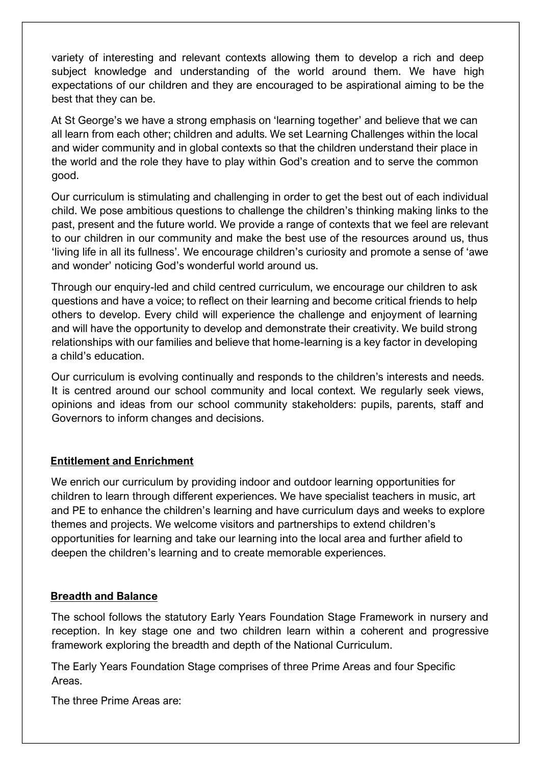variety of interesting and relevant contexts allowing them to develop a rich and deep subject knowledge and understanding of the world around them. We have high expectations of our children and they are encouraged to be aspirational aiming to be the best that they can be.

At St George's we have a strong emphasis on 'learning together' and believe that we can all learn from each other; children and adults. We set Learning Challenges within the local and wider community and in global contexts so that the children understand their place in the world and the role they have to play within God's creation and to serve the common good.

Our curriculum is stimulating and challenging in order to get the best out of each individual child. We pose ambitious questions to challenge the children's thinking making links to the past, present and the future world. We provide a range of contexts that we feel are relevant to our children in our community and make the best use of the resources around us, thus 'living life in all its fullness'. We encourage children's curiosity and promote a sense of 'awe and wonder' noticing God's wonderful world around us.

Through our enquiry-led and child centred curriculum, we encourage our children to ask questions and have a voice; to reflect on their learning and become critical friends to help others to develop. Every child will experience the challenge and enjoyment of learning and will have the opportunity to develop and demonstrate their creativity. We build strong relationships with our families and believe that home-learning is a key factor in developing a child's education.

Our curriculum is evolving continually and responds to the children's interests and needs. It is centred around our school community and local context. We regularly seek views, opinions and ideas from our school community stakeholders: pupils, parents, staff and Governors to inform changes and decisions.

## Entitlement and Enrichment

We enrich our curriculum by providing indoor and outdoor learning opportunities for children to learn through different experiences. We have specialist teachers in music, art and PE to enhance the children's learning and have curriculum days and weeks to explore themes and projects. We welcome visitors and partnerships to extend children's opportunities for learning and take our learning into the local area and further afield to deepen the children's learning and to create memorable experiences.

## Breadth and Balance

The school follows the statutory Early Years Foundation Stage Framework in nursery and reception. In key stage one and two children learn within a coherent and progressive framework exploring the breadth and depth of the National Curriculum.

The Early Years Foundation Stage comprises of three Prime Areas and four Specific Areas.

The three Prime Areas are: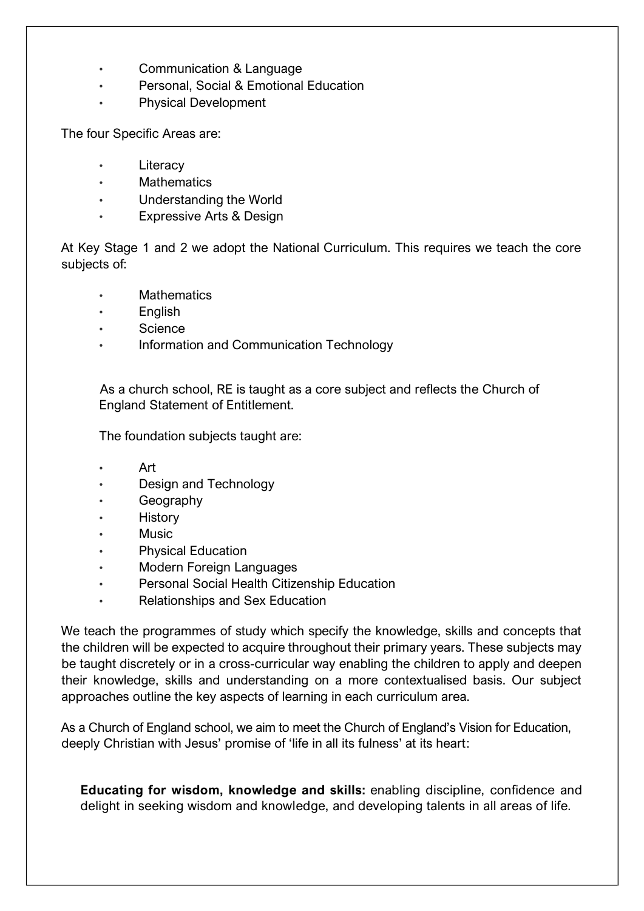- Communication & Language
- Personal, Social & Emotional Education
- Physical Development

The four Specific Areas are:

- Literacy
- Mathematics
- Understanding the World
- Expressive Arts & Design

At Key Stage 1 and 2 we adopt the National Curriculum. This requires we teach the core subjects of:

- Mathematics
- English
- Science
- Information and Communication Technology

As a church school, RE is taught as a core subject and reflects the Church of England Statement of Entitlement.

The foundation subjects taught are:

- Art
- Design and Technology
- Geography
- History
- Music
- Physical Education
- Modern Foreign Languages
- Personal Social Health Citizenship Education
- Relationships and Sex Education

We teach the programmes of study which specify the knowledge, skills and concepts that the children will be expected to acquire throughout their primary years. These subjects may be taught discretely or in a cross-curricular way enabling the children to apply and deepen their knowledge, skills and understanding on a more contextualised basis. Our subject approaches outline the key aspects of learning in each curriculum area.

As a Church of England school, we aim to meet the Church of England's Vision for Education, deeply Christian with Jesus' promise of 'life in all its fulness' at its heart:

**Educating for wisdom, knowledge and skills:** enabling discipline, confidence and delight in seeking wisdom and knowledge, and developing talents in all areas of life.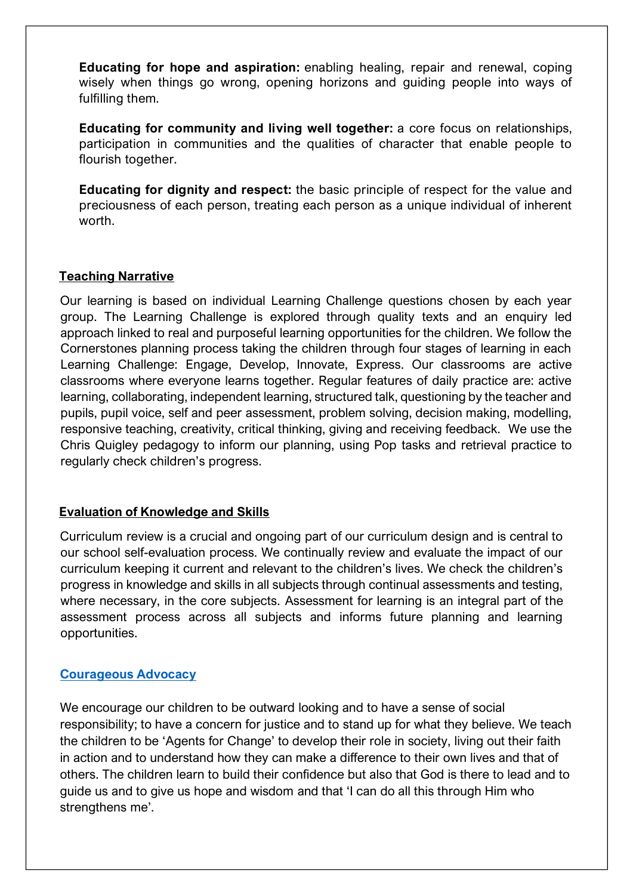**Educating for hope and aspiration:** enabling healing, repair and renewal, coping wisely when things go wrong, opening horizons and guiding people into ways of fulfilling them.

**Educating for community and living well together:** a core focus on relationships, participation in communities and the qualities of character that enable people to flourish together.

**Educating for dignity and respect:** the basic principle of respect for the value and preciousness of each person, treating each person as a unique individual of inherent worth.

## Teaching Narrative

Our learning is based on individual Learning Challenge questions chosen by each year group. The Learning Challenge is explored through quality texts and an enquiry led approach linked to real and purposeful learning opportunities for the children. We follow the Cornerstones planning process taking the children through four stages of learning in each Learning Challenge: Engage, Develop, Innovate, Express. Our classrooms are active classrooms where everyone learns together. Regular features of daily practice are: active learning, collaborating, independent learning, structured talk, questioning by the teacher and pupils, pupil voice, self and peer assessment, problem solving, decision making, modelling, responsive teaching, creativity, critical thinking, giving and receiving feedback. We use the Chris Quigley pedagogy to inform our planning, using Pop tasks and retrieval practice to regularly check children's progress.

## Evaluation of Knowledge and Skills

Curriculum review is a crucial and ongoing part of our curriculum design and is central to our school self-evaluation process. We continually review and evaluate the impact of our curriculum keeping it current and relevant to the children's lives. We check the children's progress in knowledge and skills in all subjects through continual assessments and testing, where necessary, in the core subjects. Assessment for learning is an integral part of the assessment process across all subjects and informs future planning and learning opportunities.

## Courageous Advocacy

We encourage our children to be outward looking and to have a sense of social responsibility; to have a concern for justice and to stand up for what they believe. We teach the children to be 'Agents for Change' to develop their role in society, living out their faith in action and to understand how they can make a difference to their own lives and that of others. The children learn to build their confidence but also that God is there to lead and to guide us and to give us hope and wisdom and that 'I can do all this through Him who strengthens me'.